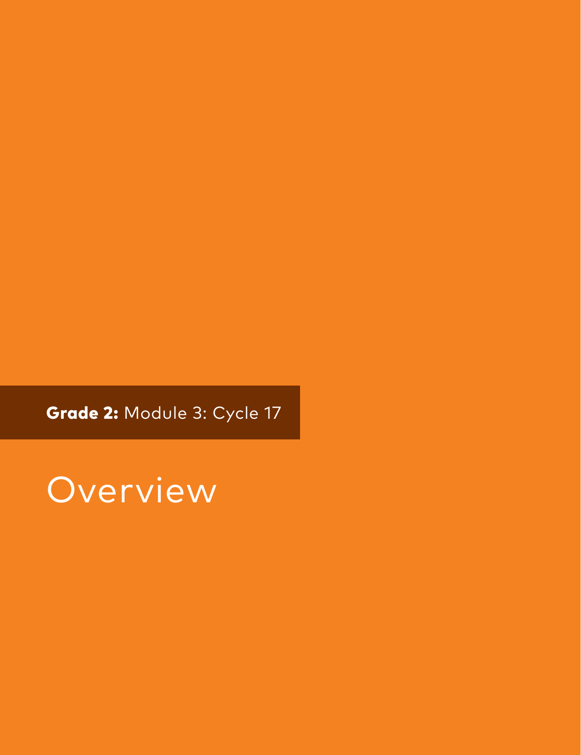**Grade 2:** Module 3: Cycle 17

# Overview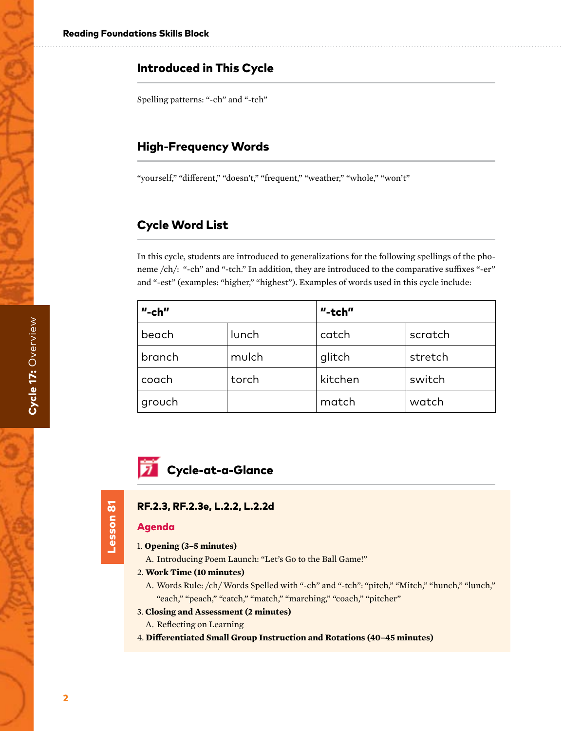## Introduced in This Cycle

Spelling patterns: "-ch" and "-tch"

## High-Frequency Words

"yourself," "different," "doesn't," "frequent," "weather," "whole," "won't"

## Cycle Word List

In this cycle, students are introduced to generalizations for the following spellings of the phoneme /ch/: "-ch" and "-tch." In addition, they are introduced to the comparative suffixes "-er" and "-est" (examples: "higher," "highest"). Examples of words used in this cycle include:

| "-ch" | | "-tch" | |
|---|---|---|---|
| beach | lunch | catch | scratch |
| branch | mulch | glitch | stretch |
| coach | torch | kitchen | switch |
| grouch | | match | watch |

## Cycle-at-a-Glance

**Lesson 81**

**RF.2.3, RF.2.3e, L.2.2, L.2.2d**

**Agenda**

1. **Opening (3–5 minutes)**
   A. Introducing Poem Launch: "Let's Go to the Ball Game!"
2. **Work Time (10 minutes)**
   A. Words Rule: /ch/ Words Spelled with "-ch" and "-tch": "pitch," "Mitch," "hunch," "lunch," "each," "peach," "catch," "match," "marching," "coach," "pitcher"
3. **Closing and Assessment (2 minutes)**
   A. Reflecting on Learning
4. **Differentiated Small Group Instruction and Rotations (40–45 minutes)**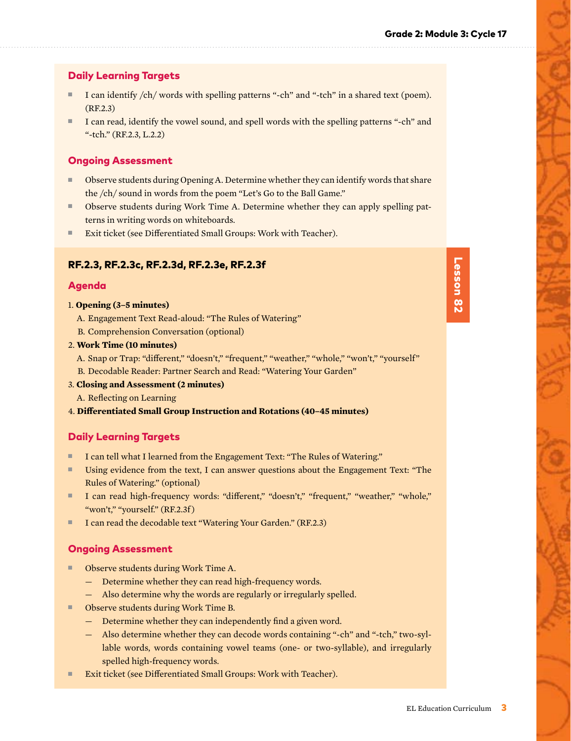### Daily Learning Targets

- I can identify /ch/ words with spelling patterns "-ch" and "-tch" in a shared text (poem). (RF.2.3)
- I can read, identify the vowel sound, and spell words with the spelling patterns "-ch" and "-tch." (RF.2.3, L.2.2)

### Ongoing Assessment

- Observe students during Opening A. Determine whether they can identify words that share the /ch/ sound in words from the poem "Let's Go to the Ball Game."
- Observe students during Work Time A. Determine whether they can apply spelling patterns in writing words on whiteboards.
- Exit ticket (see Differentiated Small Groups: Work with Teacher).

## Lesson 82

**RF.2.3, RF.2.3c, RF.2.3d, RF.2.3e, RF.2.3f**

### Agenda

1. **Opening (3–5 minutes)**
   A. Engagement Text Read-aloud: "The Rules of Watering"
   B. Comprehension Conversation (optional)
2. **Work Time (10 minutes)**
   A. Snap or Trap: "different," "doesn't," "frequent," "weather," "whole," "won't," "yourself"
   B. Decodable Reader: Partner Search and Read: "Watering Your Garden"
3. **Closing and Assessment (2 minutes)**
   A. Reflecting on Learning
4. **Differentiated Small Group Instruction and Rotations (40–45 minutes)**

### Daily Learning Targets

- I can tell what I learned from the Engagement Text: "The Rules of Watering."
- Using evidence from the text, I can answer questions about the Engagement Text: "The Rules of Watering." (optional)
- I can read high-frequency words: "different," "doesn't," "frequent," "weather," "whole," "won't," "yourself." (RF.2.3f)
- I can read the decodable text "Watering Your Garden." (RF.2.3)

### Ongoing Assessment

- Observe students during Work Time A.
  - Determine whether they can read high-frequency words.
  - Also determine why the words are regularly or irregularly spelled.
- Observe students during Work Time B.
  - Determine whether they can independently find a given word.
  - Also determine whether they can decode words containing "-ch" and "-tch," two-syllable words, words containing vowel teams (one- or two-syllable), and irregularly spelled high-frequency words.
- Exit ticket (see Differentiated Small Groups: Work with Teacher).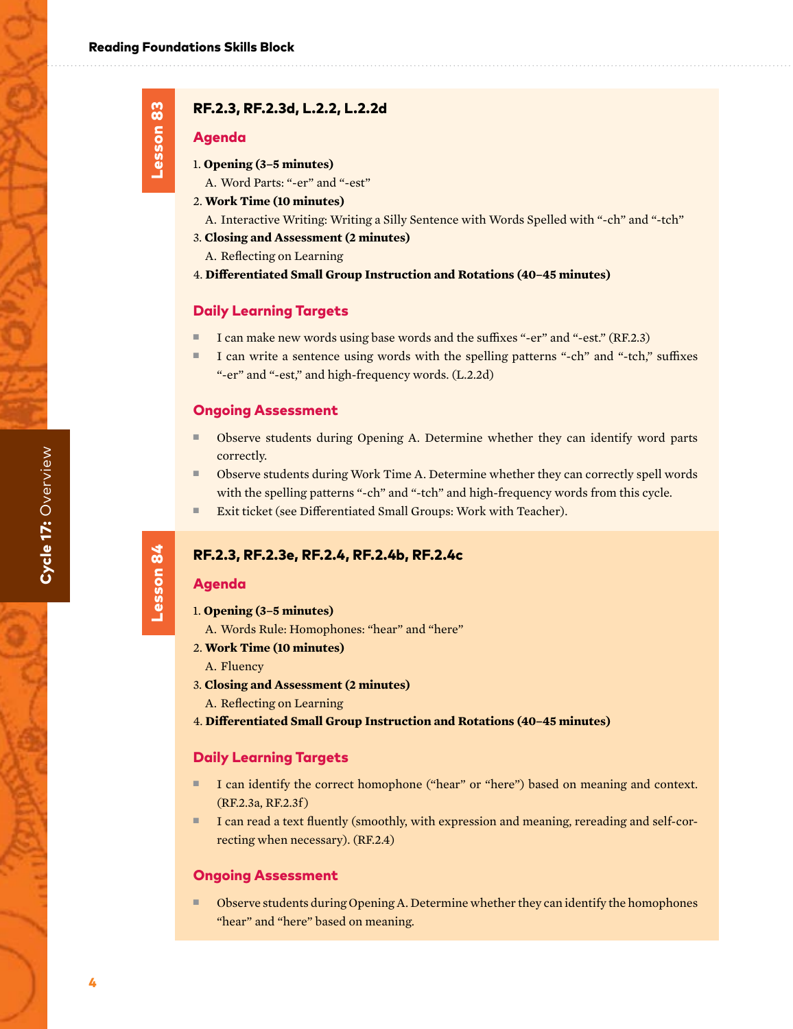## Lesson 83

**RF.2.3, RF.2.3d, L.2.2, L.2.2d**

### Agenda

1. **Opening (3–5 minutes)**
   A. Word Parts: "-er" and "-est"
2. **Work Time (10 minutes)**
   A. Interactive Writing: Writing a Silly Sentence with Words Spelled with "-ch" and "-tch"
3. **Closing and Assessment (2 minutes)**
   A. Reflecting on Learning
4. **Differentiated Small Group Instruction and Rotations (40–45 minutes)**

### Daily Learning Targets

- I can make new words using base words and the suffixes "-er" and "-est." (RF.2.3)
- I can write a sentence using words with the spelling patterns "-ch" and "-tch," suffixes "-er" and "-est," and high-frequency words. (L.2.2d)

### Ongoing Assessment

- Observe students during Opening A. Determine whether they can identify word parts correctly.
- Observe students during Work Time A. Determine whether they can correctly spell words with the spelling patterns "-ch" and "-tch" and high-frequency words from this cycle.
- Exit ticket (see Differentiated Small Groups: Work with Teacher).

## Lesson 84

**RF.2.3, RF.2.3e, RF.2.4, RF.2.4b, RF.2.4c**

### Agenda

1. **Opening (3–5 minutes)**
   A. Words Rule: Homophones: "hear" and "here"
2. **Work Time (10 minutes)**
   A. Fluency
3. **Closing and Assessment (2 minutes)**
   A. Reflecting on Learning
4. **Differentiated Small Group Instruction and Rotations (40–45 minutes)**

### Daily Learning Targets

- I can identify the correct homophone ("hear" or "here") based on meaning and context. (RF.2.3a, RF.2.3f)
- I can read a text fluently (smoothly, with expression and meaning, rereading and self-correcting when necessary). (RF.2.4)

### Ongoing Assessment

- Observe students during Opening A. Determine whether they can identify the homophones "hear" and "here" based on meaning.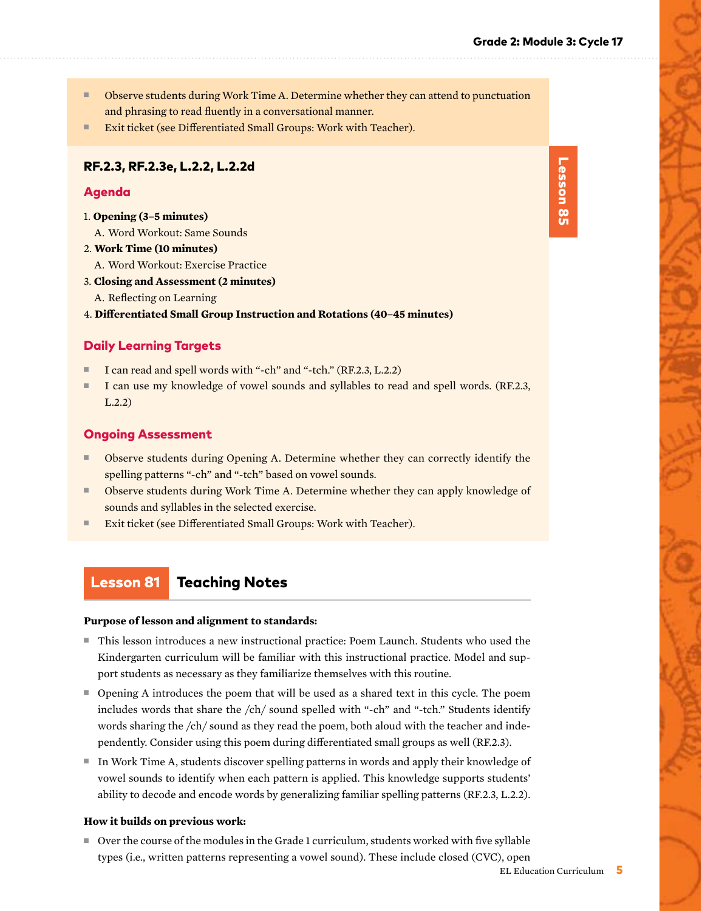- Observe students during Work Time A. Determine whether they can attend to punctuation and phrasing to read fluently in a conversational manner.
- Exit ticket (see Differentiated Small Groups: Work with Teacher).

Lesson 85

### RF.2.3, RF.2.3e, L.2.2, L.2.2d

### Agenda

1. **Opening (3–5 minutes)**
   A. Word Workout: Same Sounds
2. **Work Time (10 minutes)**
   A. Word Workout: Exercise Practice
3. **Closing and Assessment (2 minutes)**
   A. Reflecting on Learning
4. **Differentiated Small Group Instruction and Rotations (40–45 minutes)**

### Daily Learning Targets

- I can read and spell words with "-ch" and "-tch." (RF.2.3, L.2.2)
- I can use my knowledge of vowel sounds and syllables to read and spell words. (RF.2.3, L.2.2)

### Ongoing Assessment

- Observe students during Opening A. Determine whether they can correctly identify the spelling patterns "-ch" and "-tch" based on vowel sounds.
- Observe students during Work Time A. Determine whether they can apply knowledge of sounds and syllables in the selected exercise.
- Exit ticket (see Differentiated Small Groups: Work with Teacher).

## Lesson 81 Teaching Notes

**Purpose of lesson and alignment to standards:**

- This lesson introduces a new instructional practice: Poem Launch. Students who used the Kindergarten curriculum will be familiar with this instructional practice. Model and support students as necessary as they familiarize themselves with this routine.
- Opening A introduces the poem that will be used as a shared text in this cycle. The poem includes words that share the /ch/ sound spelled with "-ch" and "-tch." Students identify words sharing the /ch/ sound as they read the poem, both aloud with the teacher and independently. Consider using this poem during differentiated small groups as well (RF.2.3).
- In Work Time A, students discover spelling patterns in words and apply their knowledge of vowel sounds to identify when each pattern is applied. This knowledge supports students' ability to decode and encode words by generalizing familiar spelling patterns (RF.2.3, L.2.2).

**How it builds on previous work:**

- Over the course of the modules in the Grade 1 curriculum, students worked with five syllable types (i.e., written patterns representing a vowel sound). These include closed (CVC), open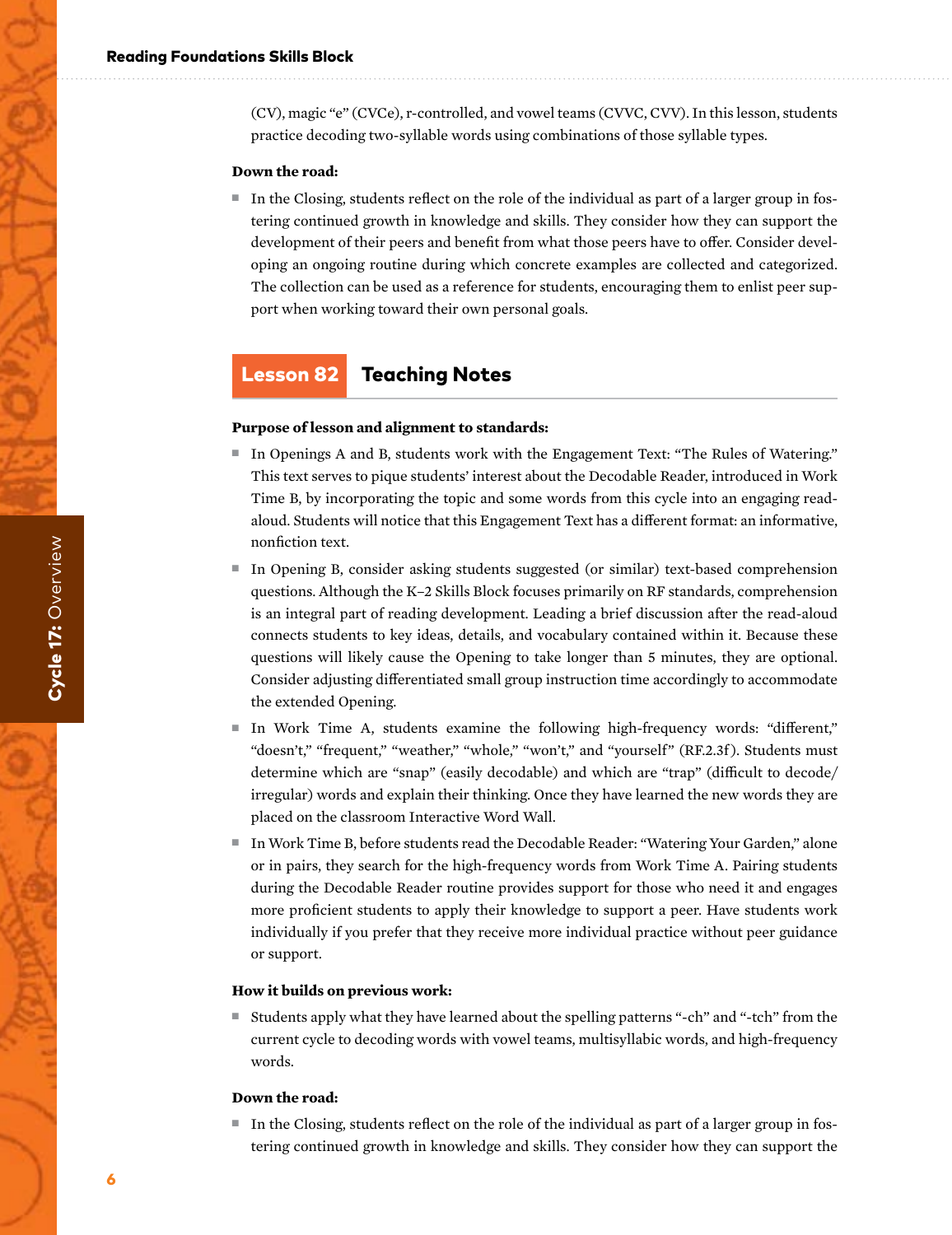(CV), magic "e" (CVCe), r-controlled, and vowel teams (CVVC, CVV). In this lesson, students practice decoding two-syllable words using combinations of those syllable types.

**Down the road:**

- In the Closing, students reflect on the role of the individual as part of a larger group in fostering continued growth in knowledge and skills. They consider how they can support the development of their peers and benefit from what those peers have to offer. Consider developing an ongoing routine during which concrete examples are collected and categorized. The collection can be used as a reference for students, encouraging them to enlist peer support when working toward their own personal goals.

## Lesson 82 Teaching Notes

**Purpose of lesson and alignment to standards:**

- In Openings A and B, students work with the Engagement Text: "The Rules of Watering." This text serves to pique students' interest about the Decodable Reader, introduced in Work Time B, by incorporating the topic and some words from this cycle into an engaging read-aloud. Students will notice that this Engagement Text has a different format: an informative, nonfiction text.
- In Opening B, consider asking students suggested (or similar) text-based comprehension questions. Although the K–2 Skills Block focuses primarily on RF standards, comprehension is an integral part of reading development. Leading a brief discussion after the read-aloud connects students to key ideas, details, and vocabulary contained within it. Because these questions will likely cause the Opening to take longer than 5 minutes, they are optional. Consider adjusting differentiated small group instruction time accordingly to accommodate the extended Opening.
- In Work Time A, students examine the following high-frequency words: "different," "doesn't," "frequent," "weather," "whole," "won't," and "yourself" (RF.2.3f). Students must determine which are "snap" (easily decodable) and which are "trap" (difficult to decode/irregular) words and explain their thinking. Once they have learned the new words they are placed on the classroom Interactive Word Wall.
- In Work Time B, before students read the Decodable Reader: "Watering Your Garden," alone or in pairs, they search for the high-frequency words from Work Time A. Pairing students during the Decodable Reader routine provides support for those who need it and engages more proficient students to apply their knowledge to support a peer. Have students work individually if you prefer that they receive more individual practice without peer guidance or support.

**How it builds on previous work:**

- Students apply what they have learned about the spelling patterns "-ch" and "-tch" from the current cycle to decoding words with vowel teams, multisyllabic words, and high-frequency words.

**Down the road:**

- In the Closing, students reflect on the role of the individual as part of a larger group in fostering continued growth in knowledge and skills. They consider how they can support the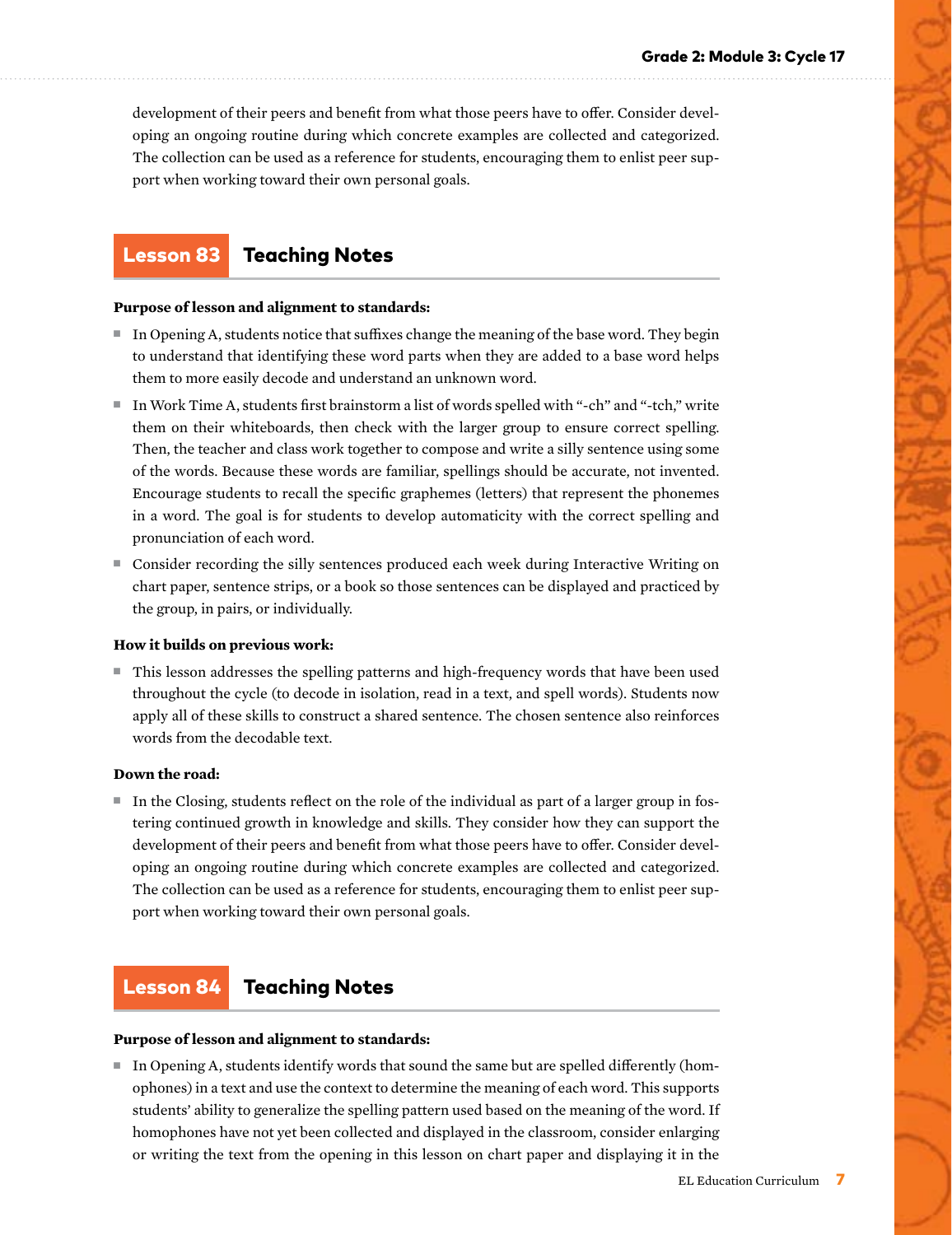development of their peers and benefit from what those peers have to offer. Consider developing an ongoing routine during which concrete examples are collected and categorized. The collection can be used as a reference for students, encouraging them to enlist peer support when working toward their own personal goals.

## Lesson 83 Teaching Notes

**Purpose of lesson and alignment to standards:**

- In Opening A, students notice that suffixes change the meaning of the base word. They begin to understand that identifying these word parts when they are added to a base word helps them to more easily decode and understand an unknown word.
- In Work Time A, students first brainstorm a list of words spelled with "-ch" and "-tch," write them on their whiteboards, then check with the larger group to ensure correct spelling. Then, the teacher and class work together to compose and write a silly sentence using some of the words. Because these words are familiar, spellings should be accurate, not invented. Encourage students to recall the specific graphemes (letters) that represent the phonemes in a word. The goal is for students to develop automaticity with the correct spelling and pronunciation of each word.
- Consider recording the silly sentences produced each week during Interactive Writing on chart paper, sentence strips, or a book so those sentences can be displayed and practiced by the group, in pairs, or individually.

**How it builds on previous work:**

- This lesson addresses the spelling patterns and high-frequency words that have been used throughout the cycle (to decode in isolation, read in a text, and spell words). Students now apply all of these skills to construct a shared sentence. The chosen sentence also reinforces words from the decodable text.

**Down the road:**

- In the Closing, students reflect on the role of the individual as part of a larger group in fostering continued growth in knowledge and skills. They consider how they can support the development of their peers and benefit from what those peers have to offer. Consider developing an ongoing routine during which concrete examples are collected and categorized. The collection can be used as a reference for students, encouraging them to enlist peer support when working toward their own personal goals.

## Lesson 84 Teaching Notes

**Purpose of lesson and alignment to standards:**

- In Opening A, students identify words that sound the same but are spelled differently (homophones) in a text and use the context to determine the meaning of each word. This supports students' ability to generalize the spelling pattern used based on the meaning of the word. If homophones have not yet been collected and displayed in the classroom, consider enlarging or writing the text from the opening in this lesson on chart paper and displaying it in the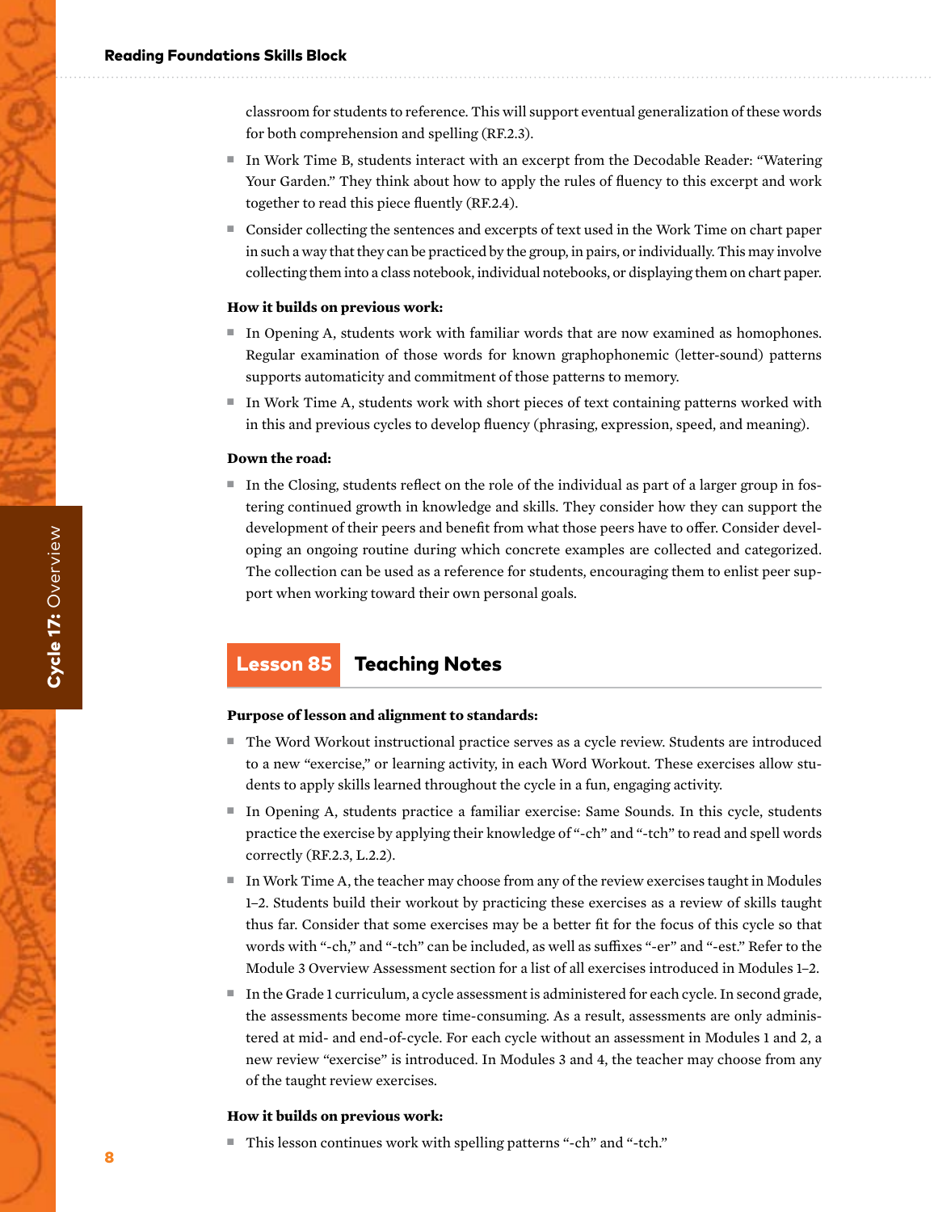classroom for students to reference. This will support eventual generalization of these words for both comprehension and spelling (RF.2.3).

- In Work Time B, students interact with an excerpt from the Decodable Reader: "Watering Your Garden." They think about how to apply the rules of fluency to this excerpt and work together to read this piece fluently (RF.2.4).
- Consider collecting the sentences and excerpts of text used in the Work Time on chart paper in such a way that they can be practiced by the group, in pairs, or individually. This may involve collecting them into a class notebook, individual notebooks, or displaying them on chart paper.

**How it builds on previous work:**

- In Opening A, students work with familiar words that are now examined as homophones. Regular examination of those words for known graphophonemic (letter-sound) patterns supports automaticity and commitment of those patterns to memory.
- In Work Time A, students work with short pieces of text containing patterns worked with in this and previous cycles to develop fluency (phrasing, expression, speed, and meaning).

**Down the road:**

- In the Closing, students reflect on the role of the individual as part of a larger group in fostering continued growth in knowledge and skills. They consider how they can support the development of their peers and benefit from what those peers have to offer. Consider developing an ongoing routine during which concrete examples are collected and categorized. The collection can be used as a reference for students, encouraging them to enlist peer support when working toward their own personal goals.

## Lesson 85 Teaching Notes

**Purpose of lesson and alignment to standards:**

- The Word Workout instructional practice serves as a cycle review. Students are introduced to a new "exercise," or learning activity, in each Word Workout. These exercises allow students to apply skills learned throughout the cycle in a fun, engaging activity.
- In Opening A, students practice a familiar exercise: Same Sounds. In this cycle, students practice the exercise by applying their knowledge of "-ch" and "-tch" to read and spell words correctly (RF.2.3, L.2.2).
- In Work Time A, the teacher may choose from any of the review exercises taught in Modules 1–2. Students build their workout by practicing these exercises as a review of skills taught thus far. Consider that some exercises may be a better fit for the focus of this cycle so that words with "-ch," and "-tch" can be included, as well as suffixes "-er" and "-est." Refer to the Module 3 Overview Assessment section for a list of all exercises introduced in Modules 1–2.
- In the Grade 1 curriculum, a cycle assessment is administered for each cycle. In second grade, the assessments become more time-consuming. As a result, assessments are only administered at mid- and end-of-cycle. For each cycle without an assessment in Modules 1 and 2, a new review "exercise" is introduced. In Modules 3 and 4, the teacher may choose from any of the taught review exercises.

**How it builds on previous work:**

- This lesson continues work with spelling patterns "-ch" and "-tch."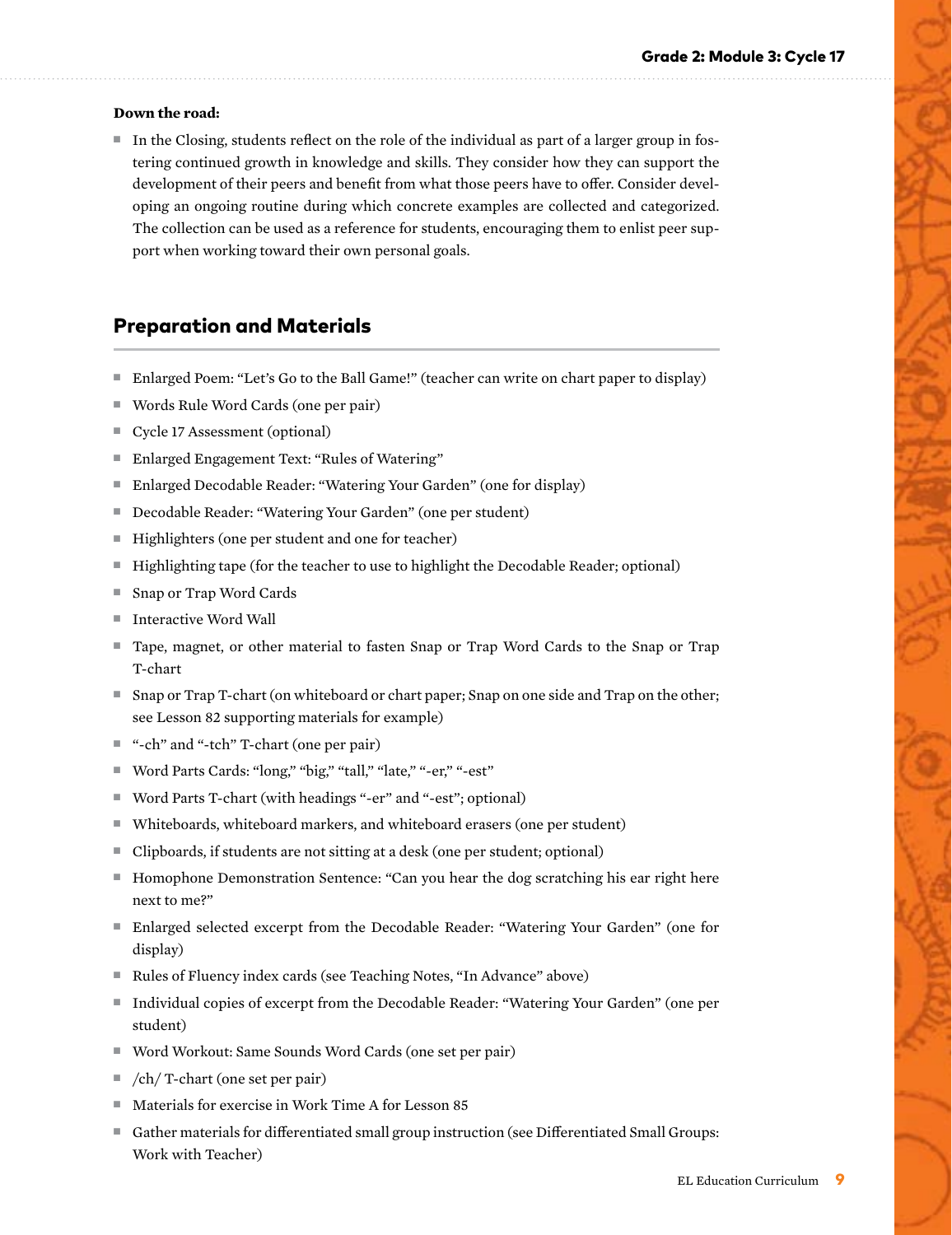**Down the road:**

- In the Closing, students reflect on the role of the individual as part of a larger group in fostering continued growth in knowledge and skills. They consider how they can support the development of their peers and benefit from what those peers have to offer. Consider developing an ongoing routine during which concrete examples are collected and categorized. The collection can be used as a reference for students, encouraging them to enlist peer support when working toward their own personal goals.

## Preparation and Materials

- Enlarged Poem: "Let's Go to the Ball Game!" (teacher can write on chart paper to display)
- Words Rule Word Cards (one per pair)
- Cycle 17 Assessment (optional)
- Enlarged Engagement Text: "Rules of Watering"
- Enlarged Decodable Reader: "Watering Your Garden" (one for display)
- Decodable Reader: "Watering Your Garden" (one per student)
- Highlighters (one per student and one for teacher)
- Highlighting tape (for the teacher to use to highlight the Decodable Reader; optional)
- Snap or Trap Word Cards
- Interactive Word Wall
- Tape, magnet, or other material to fasten Snap or Trap Word Cards to the Snap or Trap T-chart
- Snap or Trap T-chart (on whiteboard or chart paper; Snap on one side and Trap on the other; see Lesson 82 supporting materials for example)
- "-ch" and "-tch" T-chart (one per pair)
- Word Parts Cards: "long," "big," "tall," "late," "-er," "-est"
- Word Parts T-chart (with headings "-er" and "-est"; optional)
- Whiteboards, whiteboard markers, and whiteboard erasers (one per student)
- Clipboards, if students are not sitting at a desk (one per student; optional)
- Homophone Demonstration Sentence: "Can you hear the dog scratching his ear right here next to me?"
- Enlarged selected excerpt from the Decodable Reader: "Watering Your Garden" (one for display)
- Rules of Fluency index cards (see Teaching Notes, "In Advance" above)
- Individual copies of excerpt from the Decodable Reader: "Watering Your Garden" (one per student)
- Word Workout: Same Sounds Word Cards (one set per pair)
- /ch/ T-chart (one set per pair)
- Materials for exercise in Work Time A for Lesson 85
- Gather materials for differentiated small group instruction (see Differentiated Small Groups: Work with Teacher)